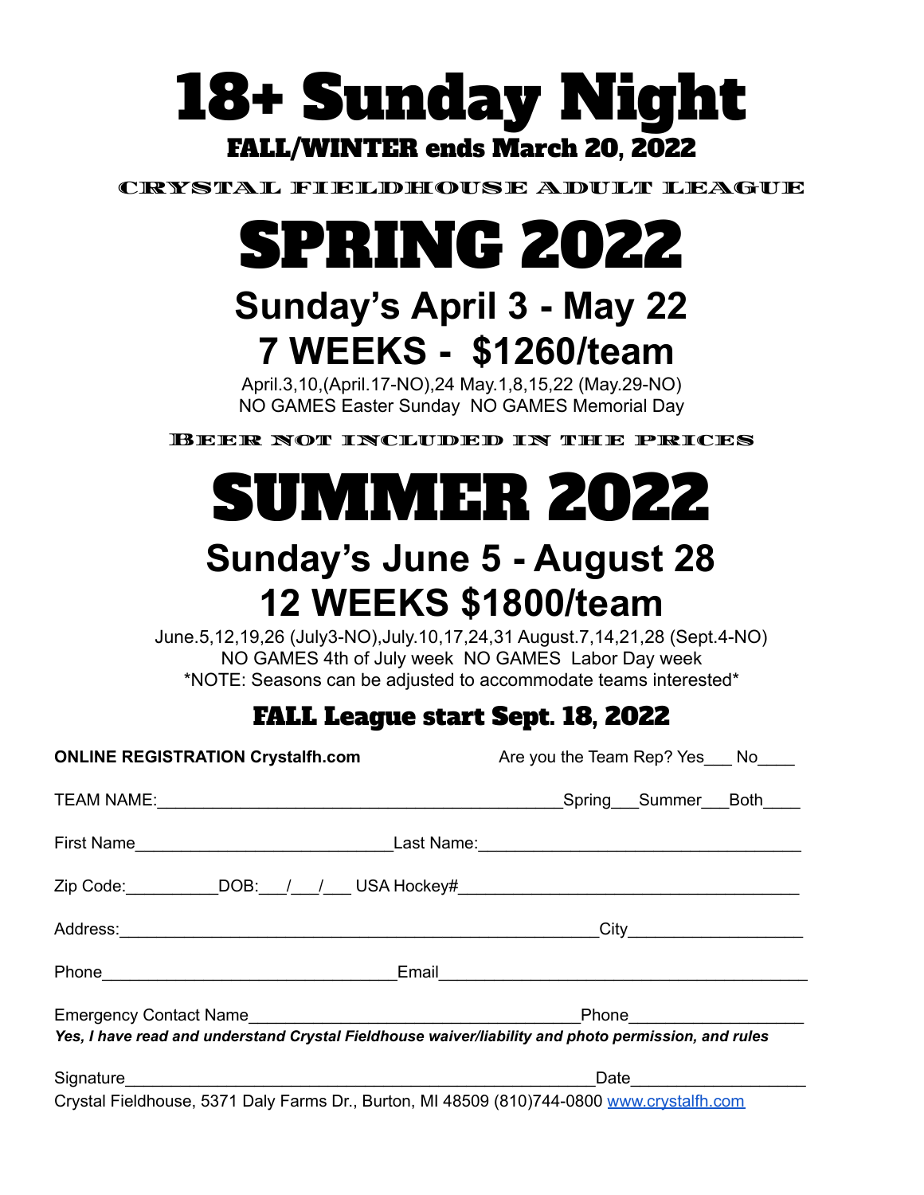# 18+ Sunday Night

**FALL/WINTER ends March 20, 2022**

CRYSTAL FIELDHOUSE ADULT LEAGUE

# SPRING 2022

## Sunday's April 3 - May 22

## 7 WEEKS - $1260/team

April.3,10,(April.17-NO),24 May.1,8,15,22 (May.29-NO)
NO GAMES Easter Sunday NO GAMES Memorial Day

BEER NOT INCLUDED IN THE PRICES

# SUMMER 2022

## Sunday's June 5 - August 28

## 12 WEEKS $1800/team

June.5,12,19,26 (July3-NO),July.10,17,24,31 August.7,14,21,28 (Sept.4-NO)
NO GAMES 4th of July week NO GAMES Labor Day week
*NOTE: Seasons can be adjusted to accommodate teams interested*

### FALL League start Sept. 18, 2022

**ONLINE REGISTRATION Crystalfh.com** Are you the Team Rep? Yes___ No____

TEAM NAME:_____________________________________________Spring___Summer___Both____

First Name____________________________Last Name:___________________________________

Zip Code:__________DOB:___/___/___ USA Hockey#_____________________________________

Address:_____________________________________________________City___________________

Phone________________________________Email_________________________________________

Emergency Contact Name____________________________________Phone___________________

***Yes, I have read and understand Crystal Fieldhouse waiver/liability and photo permission, and rules***

Signature____________________________________________________Date___________________

Crystal Fieldhouse, 5371 Daly Farms Dr., Burton, MI 48509 (810)744-0800 www.crystalfh.com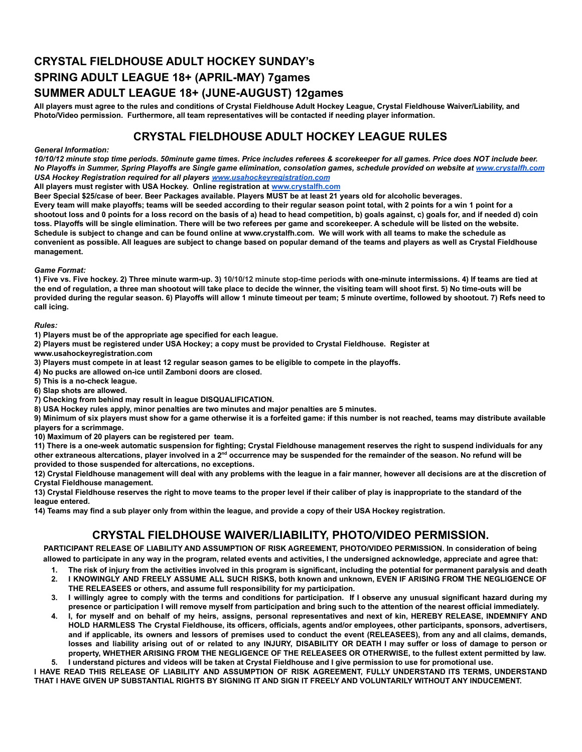# CRYSTAL FIELDHOUSE ADULT HOCKEY SUNDAY's
# SPRING ADULT LEAGUE 18+ (APRIL-MAY) 7games
# SUMMER ADULT LEAGUE 18+ (JUNE-AUGUST) 12games

**All players must agree to the rules and conditions of Crystal Fieldhouse Adult Hockey League, Crystal Fieldhouse Waiver/Liability, and Photo/Video permission. Furthermore, all team representatives will be contacted if needing player information.**

## CRYSTAL FIELDHOUSE ADULT HOCKEY LEAGUE RULES

*General Information:*

***10/10/12 minute stop time periods. 50minute game times. Price includes referees & scorekeeper for all games. Price does NOT include beer. No Playoffs in Summer, Spring Playoffs are Single game elimination, consolation games, schedule provided on website at www.crystalfh.com***

***USA Hockey Registration required for all players www.usahockeyregistration.com***

**All players must register with USA Hockey. Online registration at www.crystalfh.com**

**Beer Special $25/case of beer. Beer Packages available. Players MUST be at least 21 years old for alcoholic beverages.**

**Every team will make playoffs; teams will be seeded according to their regular season point total, with 2 points for a win 1 point for a shootout loss and 0 points for a loss record on the basis of a) head to head competition, b) goals against, c) goals for, and if needed d) coin toss. Playoffs will be single elimination. There will be two referees per game and scorekeeper. A schedule will be listed on the website. Schedule is subject to change and can be found online at www.crystalfh.com. We will work with all teams to make the schedule as convenient as possible. All leagues are subject to change based on popular demand of the teams and players as well as Crystal Fieldhouse management.**

*Game Format:*

**1) Five vs. Five hockey. 2) Three minute warm-up. 3) 10/10/12 minute stop-time periods with one-minute intermissions. 4) If teams are tied at the end of regulation, a three man shootout will take place to decide the winner, the visiting team will shoot first. 5) No time-outs will be provided during the regular season. 6) Playoffs will allow 1 minute timeout per team; 5 minute overtime, followed by shootout. 7) Refs need to call icing.**

*Rules:*

**1) Players must be of the appropriate age specified for each league.**

**2) Players must be registered under USA Hockey; a copy must be provided to Crystal Fieldhouse. Register at www.usahockeyregistration.com**

**3) Players must compete in at least 12 regular season games to be eligible to compete in the playoffs.**

**4) No pucks are allowed on-ice until Zamboni doors are closed.**

**5) This is a no-check league.**

**6) Slap shots are allowed.**

**7) Checking from behind may result in league DISQUALIFICATION.**

**8) USA Hockey rules apply, minor penalties are two minutes and major penalties are 5 minutes.**

**9) Minimum of six players must show for a game otherwise it is a forfeited game: if this number is not reached, teams may distribute available players for a scrimmage.**

**10) Maximum of 20 players can be registered per team.**

**11) There is a one-week automatic suspension for fighting; Crystal Fieldhouse management reserves the right to suspend individuals for any other extraneous altercations, player involved in a 2nd occurrence may be suspended for the remainder of the season. No refund will be provided to those suspended for altercations, no exceptions.**

**12) Crystal Fieldhouse management will deal with any problems with the league in a fair manner, however all decisions are at the discretion of Crystal Fieldhouse management.**

**13) Crystal Fieldhouse reserves the right to move teams to the proper level if their caliber of play is inappropriate to the standard of the league entered.**

**14) Teams may find a sub player only from within the league, and provide a copy of their USA Hockey registration.**

## CRYSTAL FIELDHOUSE WAIVER/LIABILITY, PHOTO/VIDEO PERMISSION.

**PARTICIPANT RELEASE OF LIABILITY AND ASSUMPTION OF RISK AGREEMENT, PHOTO/VIDEO PERMISSION. In consideration of being allowed to participate in any way in the program, related events and activities, I the undersigned acknowledge, appreciate and agree that:**

1. **The risk of injury from the activities involved in this program is significant, including the potential for permanent paralysis and death**
2. **I KNOWINGLY AND FREELY ASSUME ALL SUCH RISKS, both known and unknown, EVEN IF ARISING FROM THE NEGLIGENCE OF THE RELEASEES or others, and assume full responsibility for my participation.**
3. **I willingly agree to comply with the terms and conditions for participation. If I observe any unusual significant hazard during my presence or participation I will remove myself from participation and bring such to the attention of the nearest official immediately.**
4. **I, for myself and on behalf of my heirs, assigns, personal representatives and next of kin, HEREBY RELEASE, INDEMNIFY AND HOLD HARMLESS The Crystal Fieldhouse, its officers, officials, agents and/or employees, other participants, sponsors, advertisers, and if applicable, its owners and lessors of premises used to conduct the event (RELEASEES), from any and all claims, demands, losses and liability arising out of or related to any INJURY, DISABILITY OR DEATH I may suffer or loss of damage to person or property, WHETHER ARISING FROM THE NEGLIGENCE OF THE RELEASEES OR OTHERWISE, to the fullest extent permitted by law.**
5. **I understand pictures and videos will be taken at Crystal Fieldhouse and I give permission to use for promotional use.**

**I HAVE READ THIS RELEASE OF LIABILITY AND ASSUMPTION OF RISK AGREEMENT, FULLY UNDERSTAND ITS TERMS, UNDERSTAND THAT I HAVE GIVEN UP SUBSTANTIAL RIGHTS BY SIGNING IT AND SIGN IT FREELY AND VOLUNTARILY WITHOUT ANY INDUCEMENT.**